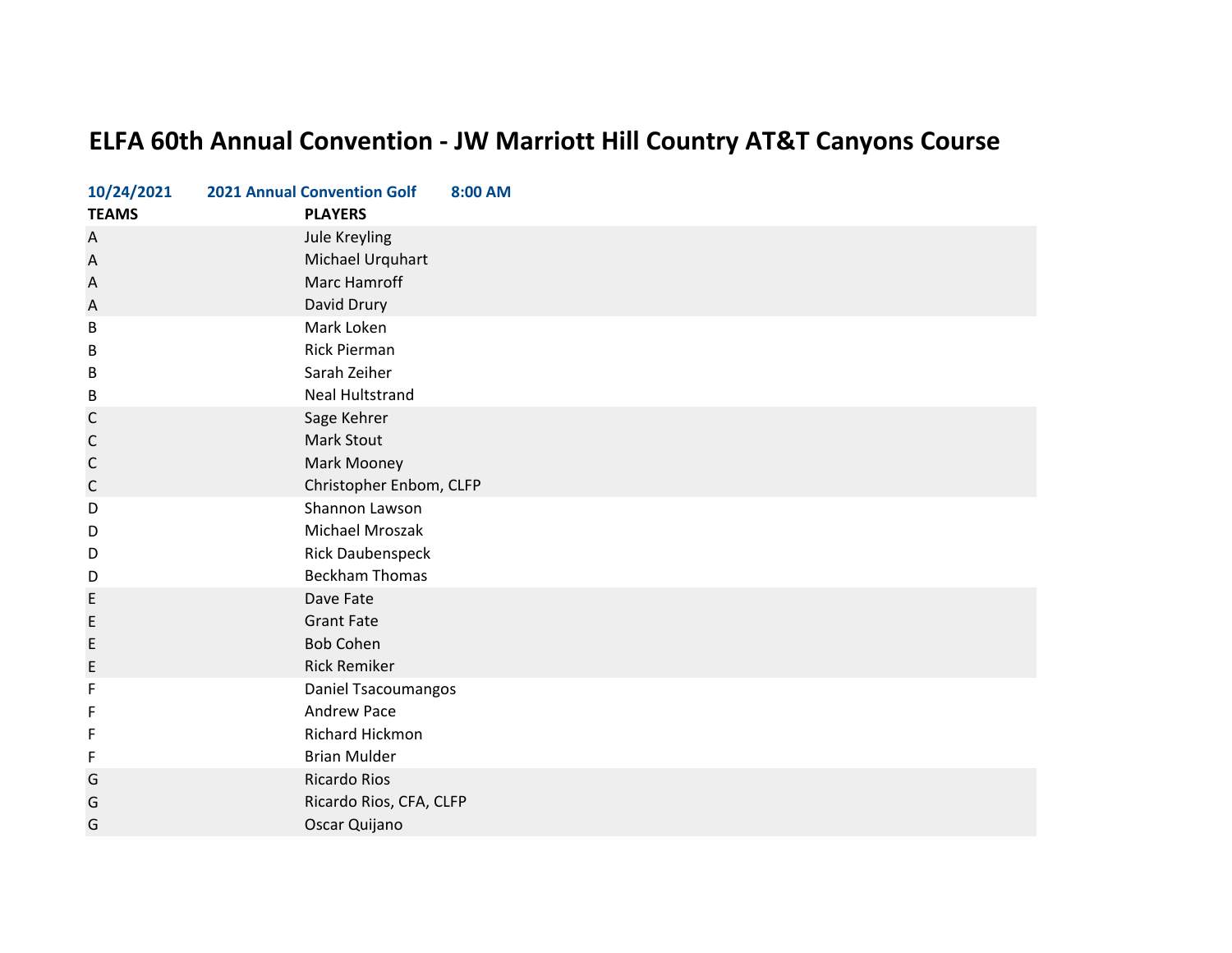# ELFA 60th Annual Convention - JW Marriott Hill Country AT&T Canyons Course

**10/24/2021 2021 Annual Convention Golf 8:00 AM**

| TEAMS | PLAYERS |
|---|---|
| A | Jule Kreyling |
| A | Michael Urquhart |
| A | Marc Hamroff |
| A | David Drury |
| B | Mark Loken |
| B | Rick Pierman |
| B | Sarah Zeiher |
| B | Neal Hultstrand |
| C | Sage Kehrer |
| C | Mark Stout |
| C | Mark Mooney |
| C | Christopher Enbom, CLFP |
| D | Shannon Lawson |
| D | Michael Mroszak |
| D | Rick Daubenspeck |
| D | Beckham Thomas |
| E | Dave Fate |
| E | Grant Fate |
| E | Bob Cohen |
| E | Rick Remiker |
| F | Daniel Tsacoumangos |
| F | Andrew Pace |
| F | Richard Hickmon |
| F | Brian Mulder |
| G | Ricardo Rios |
| G | Ricardo Rios, CFA, CLFP |
| G | Oscar Quijano |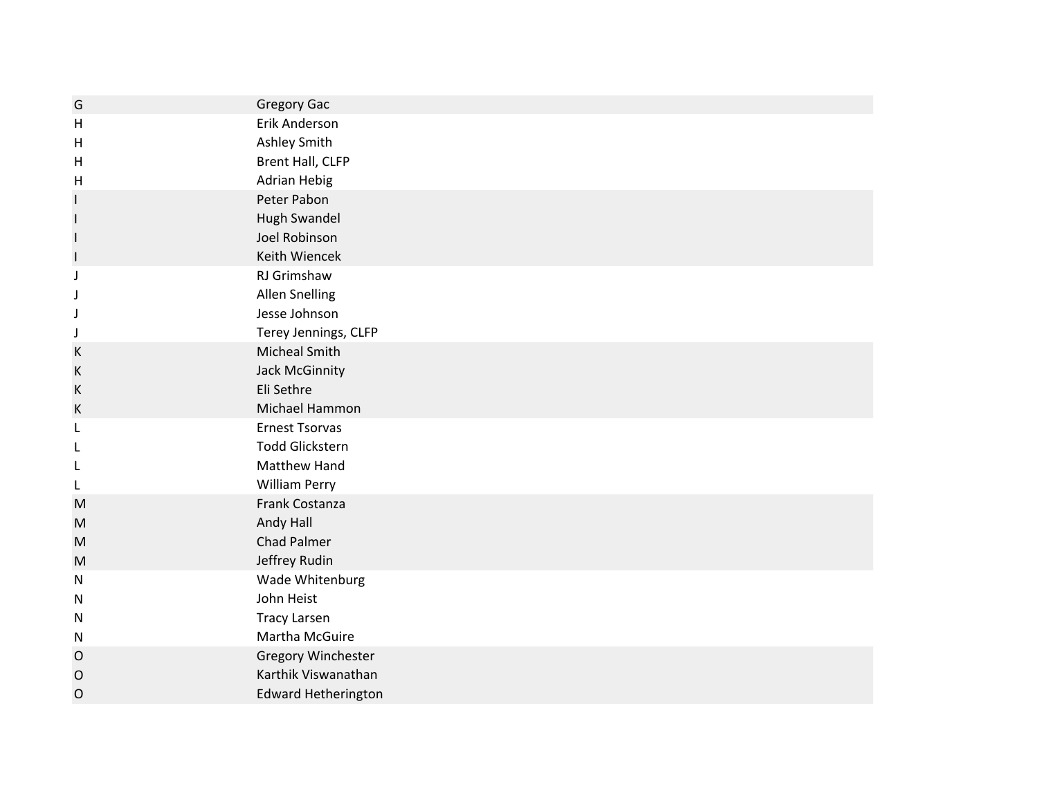| | |
|---|---|
| G | Gregory Gac |
| H | Erik Anderson |
| H | Ashley Smith |
| H | Brent Hall, CLFP |
| H | Adrian Hebig |
| I | Peter Pabon |
| I | Hugh Swandel |
| I | Joel Robinson |
| I | Keith Wiencek |
| J | RJ Grimshaw |
| J | Allen Snelling |
| J | Jesse Johnson |
| J | Terey Jennings, CLFP |
| K | Micheal Smith |
| K | Jack McGinnity |
| K | Eli Sethre |
| K | Michael Hammon |
| L | Ernest Tsorvas |
| L | Todd Glickstern |
| L | Matthew Hand |
| L | William Perry |
| M | Frank Costanza |
| M | Andy Hall |
| M | Chad Palmer |
| M | Jeffrey Rudin |
| N | Wade Whitenburg |
| N | John Heist |
| N | Tracy Larsen |
| N | Martha McGuire |
| O | Gregory Winchester |
| O | Karthik Viswanathan |
| O | Edward Hetherington |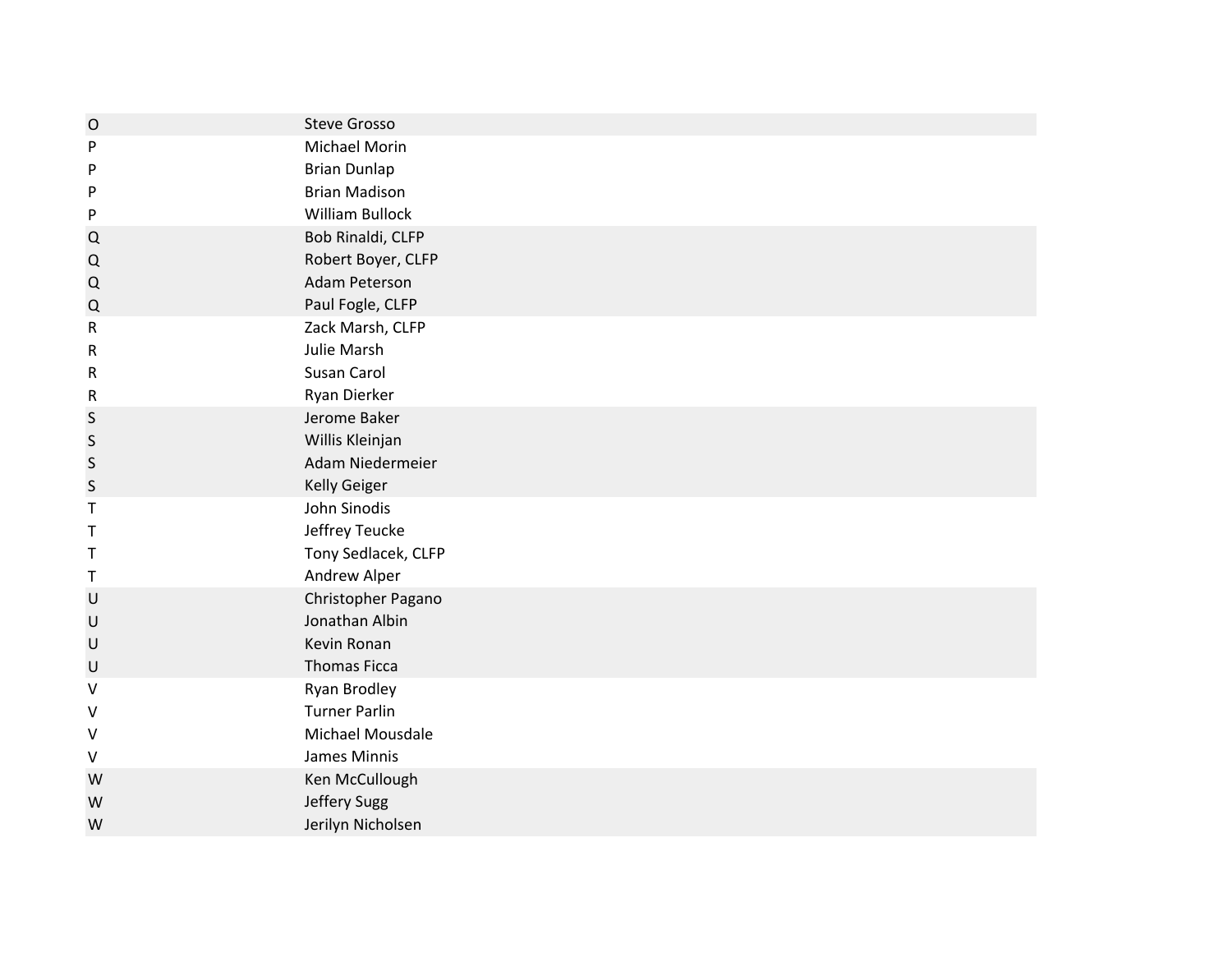| | |
|---|---|
| O | Steve Grosso |
| P | Michael Morin |
| P | Brian Dunlap |
| P | Brian Madison |
| P | William Bullock |
| Q | Bob Rinaldi, CLFP |
| Q | Robert Boyer, CLFP |
| Q | Adam Peterson |
| Q | Paul Fogle, CLFP |
| R | Zack Marsh, CLFP |
| R | Julie Marsh |
| R | Susan Carol |
| R | Ryan Dierker |
| S | Jerome Baker |
| S | Willis Kleinjan |
| S | Adam Niedermeier |
| S | Kelly Geiger |
| T | John Sinodis |
| T | Jeffrey Teucke |
| T | Tony Sedlacek, CLFP |
| T | Andrew Alper |
| U | Christopher Pagano |
| U | Jonathan Albin |
| U | Kevin Ronan |
| U | Thomas Ficca |
| V | Ryan Brodley |
| V | Turner Parlin |
| V | Michael Mousdale |
| V | James Minnis |
| W | Ken McCullough |
| W | Jeffery Sugg |
| W | Jerilyn Nicholsen |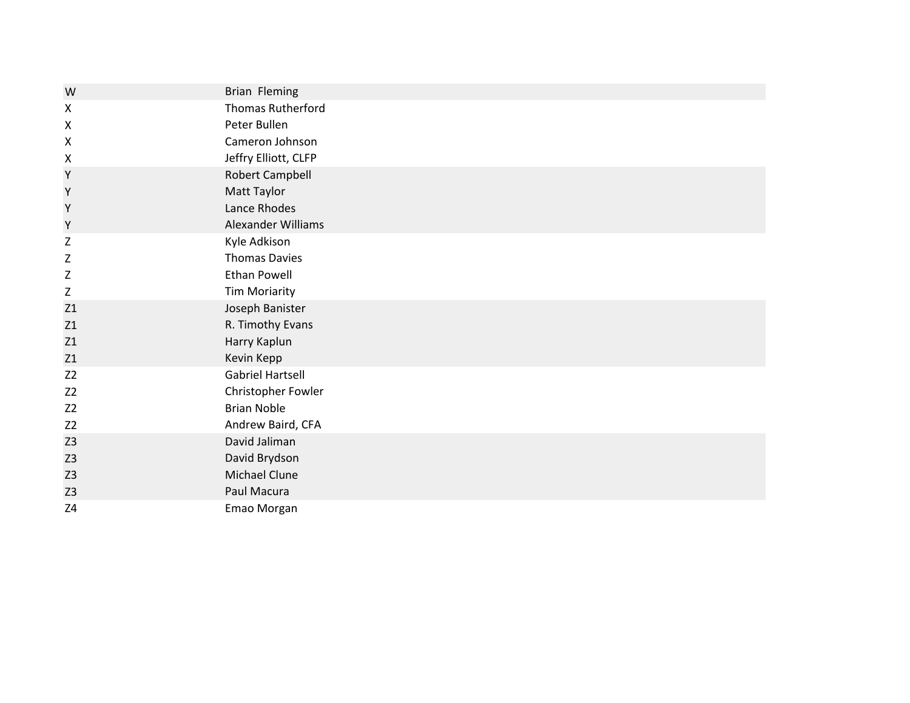| | |
|---|---|
| W | Brian  Fleming |
| X | Thomas Rutherford |
| X | Peter Bullen |
| X | Cameron Johnson |
| X | Jeffry Elliott, CLFP |
| Y | Robert Campbell |
| Y | Matt Taylor |
| Y | Lance Rhodes |
| Y | Alexander Williams |
| Z | Kyle Adkison |
| Z | Thomas Davies |
| Z | Ethan Powell |
| Z | Tim Moriarity |
| Z1 | Joseph Banister |
| Z1 | R. Timothy Evans |
| Z1 | Harry Kaplun |
| Z1 | Kevin Kepp |
| Z2 | Gabriel Hartsell |
| Z2 | Christopher Fowler |
| Z2 | Brian Noble |
| Z2 | Andrew Baird, CFA |
| Z3 | David Jaliman |
| Z3 | David Brydson |
| Z3 | Michael Clune |
| Z3 | Paul Macura |
| Z4 | Emao Morgan |